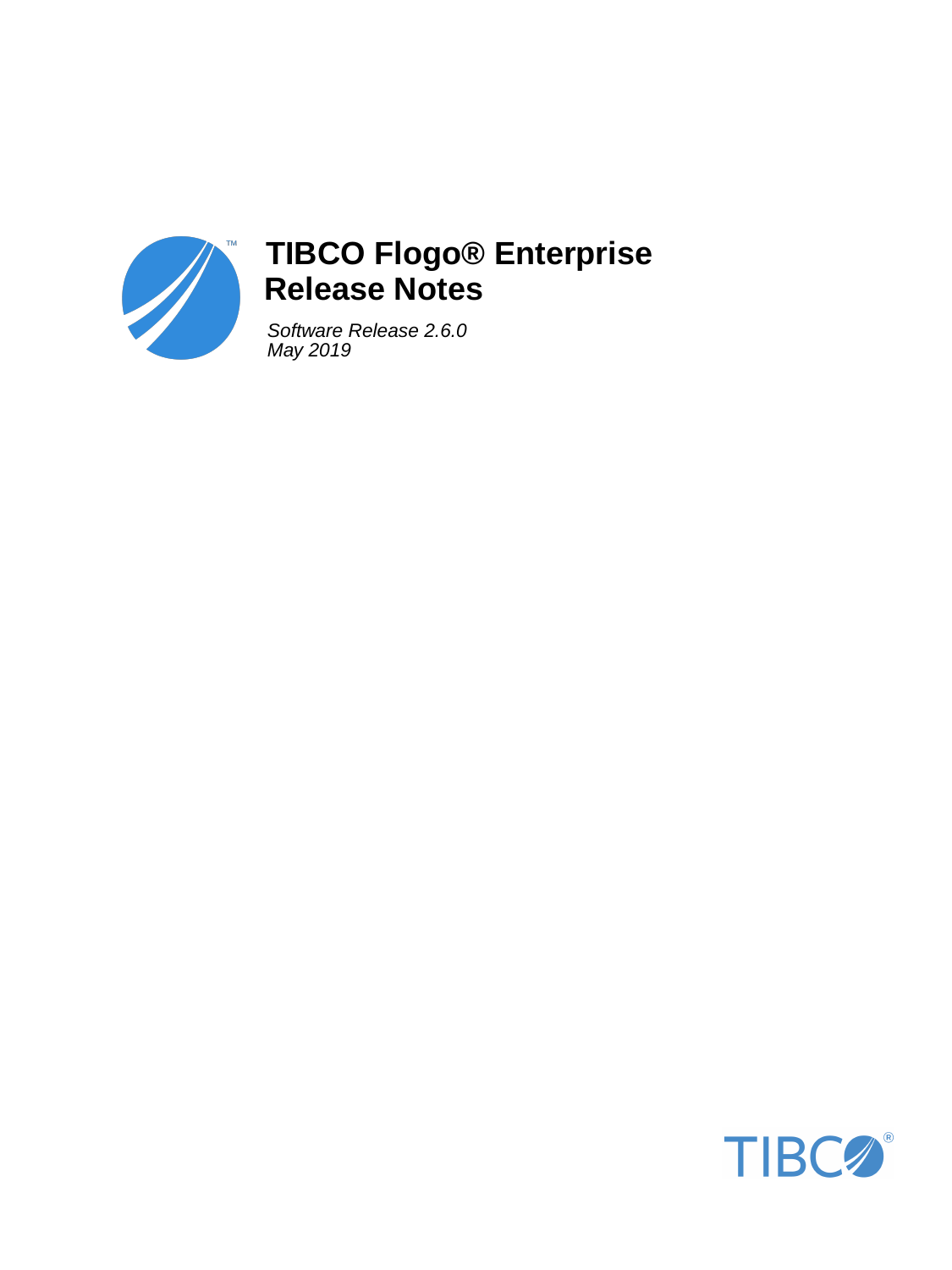# TIBCO Flogo® Enterprise Release Notes

*Software Release 2.6.0*
*May 2019*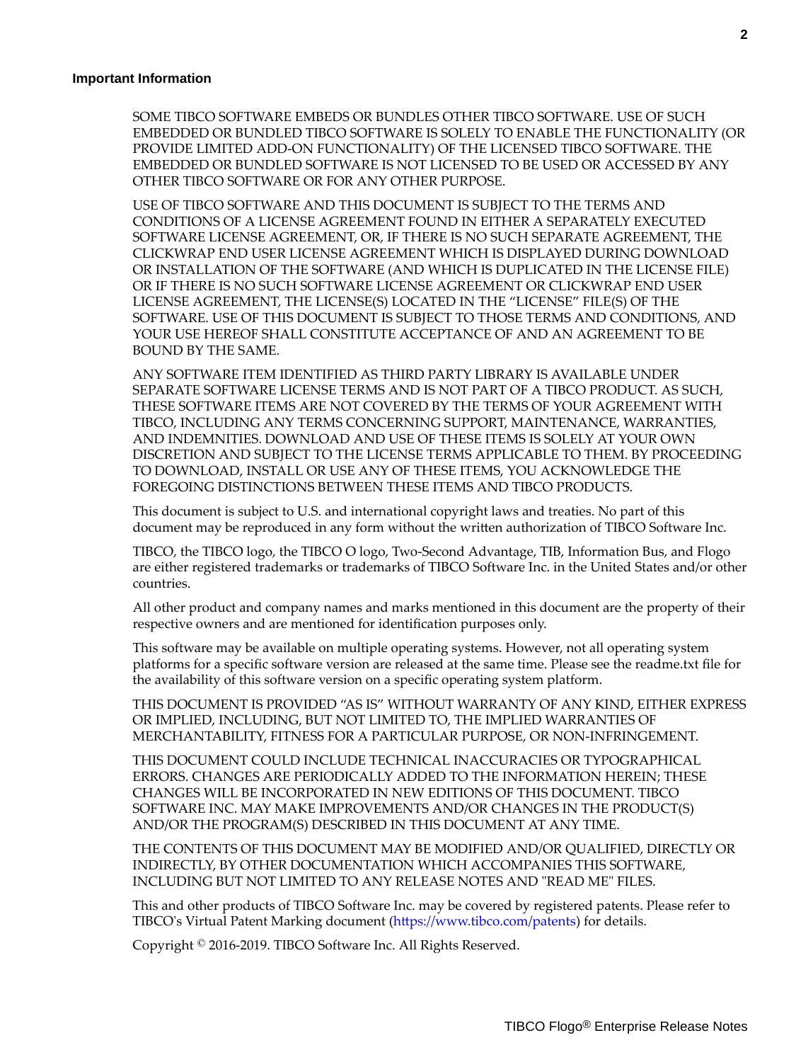## Important Information

SOME TIBCO SOFTWARE EMBEDS OR BUNDLES OTHER TIBCO SOFTWARE. USE OF SUCH EMBEDDED OR BUNDLED TIBCO SOFTWARE IS SOLELY TO ENABLE THE FUNCTIONALITY (OR PROVIDE LIMITED ADD-ON FUNCTIONALITY) OF THE LICENSED TIBCO SOFTWARE. THE EMBEDDED OR BUNDLED SOFTWARE IS NOT LICENSED TO BE USED OR ACCESSED BY ANY OTHER TIBCO SOFTWARE OR FOR ANY OTHER PURPOSE.

USE OF TIBCO SOFTWARE AND THIS DOCUMENT IS SUBJECT TO THE TERMS AND CONDITIONS OF A LICENSE AGREEMENT FOUND IN EITHER A SEPARATELY EXECUTED SOFTWARE LICENSE AGREEMENT, OR, IF THERE IS NO SUCH SEPARATE AGREEMENT, THE CLICKWRAP END USER LICENSE AGREEMENT WHICH IS DISPLAYED DURING DOWNLOAD OR INSTALLATION OF THE SOFTWARE (AND WHICH IS DUPLICATED IN THE LICENSE FILE) OR IF THERE IS NO SUCH SOFTWARE LICENSE AGREEMENT OR CLICKWRAP END USER LICENSE AGREEMENT, THE LICENSE(S) LOCATED IN THE "LICENSE" FILE(S) OF THE SOFTWARE. USE OF THIS DOCUMENT IS SUBJECT TO THOSE TERMS AND CONDITIONS, AND YOUR USE HEREOF SHALL CONSTITUTE ACCEPTANCE OF AND AN AGREEMENT TO BE BOUND BY THE SAME.

ANY SOFTWARE ITEM IDENTIFIED AS THIRD PARTY LIBRARY IS AVAILABLE UNDER SEPARATE SOFTWARE LICENSE TERMS AND IS NOT PART OF A TIBCO PRODUCT. AS SUCH, THESE SOFTWARE ITEMS ARE NOT COVERED BY THE TERMS OF YOUR AGREEMENT WITH TIBCO, INCLUDING ANY TERMS CONCERNING SUPPORT, MAINTENANCE, WARRANTIES, AND INDEMNITIES. DOWNLOAD AND USE OF THESE ITEMS IS SOLELY AT YOUR OWN DISCRETION AND SUBJECT TO THE LICENSE TERMS APPLICABLE TO THEM. BY PROCEEDING TO DOWNLOAD, INSTALL OR USE ANY OF THESE ITEMS, YOU ACKNOWLEDGE THE FOREGOING DISTINCTIONS BETWEEN THESE ITEMS AND TIBCO PRODUCTS.

This document is subject to U.S. and international copyright laws and treaties. No part of this document may be reproduced in any form without the written authorization of TIBCO Software Inc.

TIBCO, the TIBCO logo, the TIBCO O logo, Two-Second Advantage, TIB, Information Bus, and Flogo are either registered trademarks or trademarks of TIBCO Software Inc. in the United States and/or other countries.

All other product and company names and marks mentioned in this document are the property of their respective owners and are mentioned for identification purposes only.

This software may be available on multiple operating systems. However, not all operating system platforms for a specific software version are released at the same time. Please see the readme.txt file for the availability of this software version on a specific operating system platform.

THIS DOCUMENT IS PROVIDED "AS IS" WITHOUT WARRANTY OF ANY KIND, EITHER EXPRESS OR IMPLIED, INCLUDING, BUT NOT LIMITED TO, THE IMPLIED WARRANTIES OF MERCHANTABILITY, FITNESS FOR A PARTICULAR PURPOSE, OR NON-INFRINGEMENT.

THIS DOCUMENT COULD INCLUDE TECHNICAL INACCURACIES OR TYPOGRAPHICAL ERRORS. CHANGES ARE PERIODICALLY ADDED TO THE INFORMATION HEREIN; THESE CHANGES WILL BE INCORPORATED IN NEW EDITIONS OF THIS DOCUMENT. TIBCO SOFTWARE INC. MAY MAKE IMPROVEMENTS AND/OR CHANGES IN THE PRODUCT(S) AND/OR THE PROGRAM(S) DESCRIBED IN THIS DOCUMENT AT ANY TIME.

THE CONTENTS OF THIS DOCUMENT MAY BE MODIFIED AND/OR QUALIFIED, DIRECTLY OR INDIRECTLY, BY OTHER DOCUMENTATION WHICH ACCOMPANIES THIS SOFTWARE, INCLUDING BUT NOT LIMITED TO ANY RELEASE NOTES AND "READ ME" FILES.

This and other products of TIBCO Software Inc. may be covered by registered patents. Please refer to TIBCO's Virtual Patent Marking document (https://www.tibco.com/patents) for details.

Copyright © 2016-2019. TIBCO Software Inc. All Rights Reserved.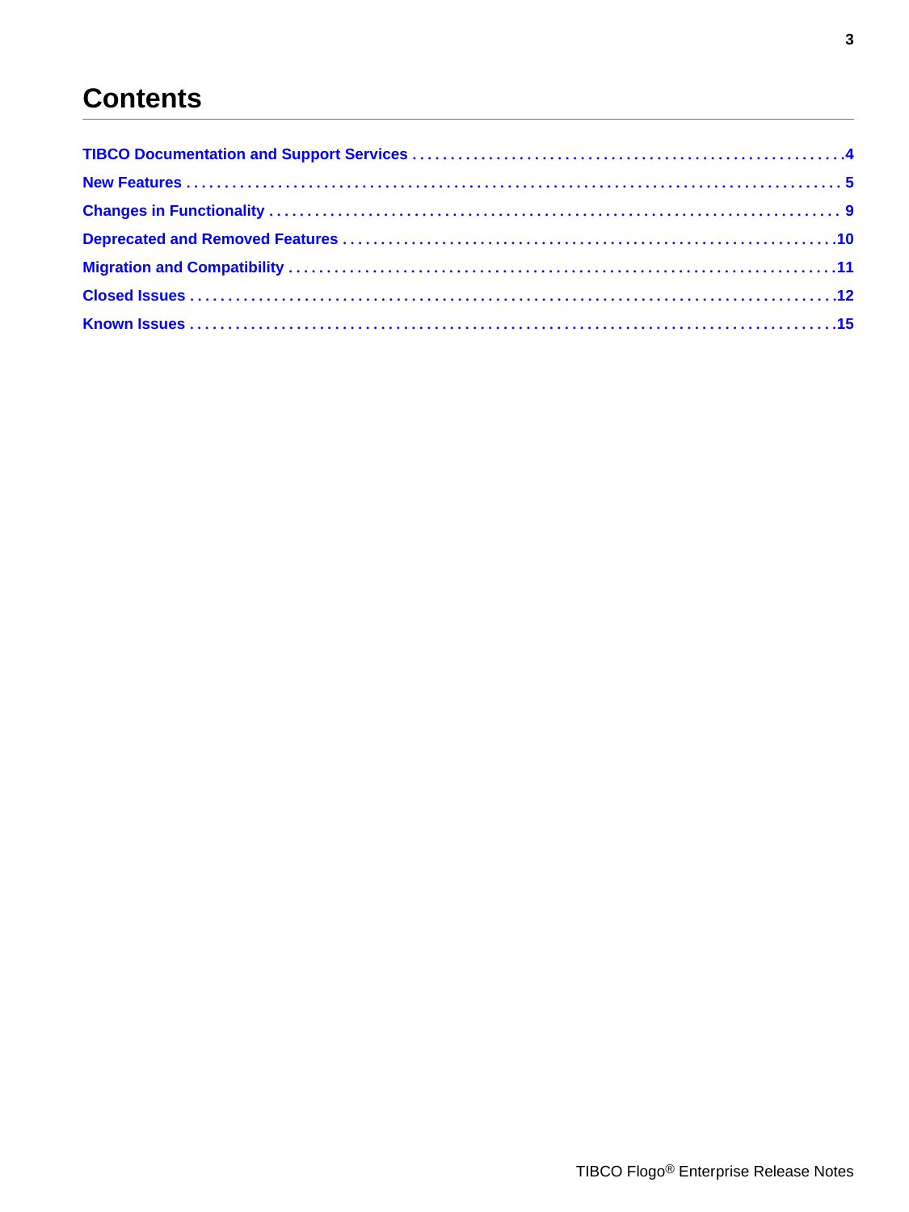# Contents

TIBCO Documentation and Support Services . . . . . . . . . . . . . . . . . . . . . . . . . . . . . . . . . . . . . . . . . . . . . . . . . . . . . 4

New Features . . . . . . . . . . . . . . . . . . . . . . . . . . . . . . . . . . . . . . . . . . . . . . . . . . . . . . . . . . . . . . . . . . . . . . . . . . . . 5

Changes in Functionality . . . . . . . . . . . . . . . . . . . . . . . . . . . . . . . . . . . . . . . . . . . . . . . . . . . . . . . . . . . . . . . . . . 9

Deprecated and Removed Features . . . . . . . . . . . . . . . . . . . . . . . . . . . . . . . . . . . . . . . . . . . . . . . . . . . . . . . . 10

Migration and Compatibility . . . . . . . . . . . . . . . . . . . . . . . . . . . . . . . . . . . . . . . . . . . . . . . . . . . . . . . . . . . . . . . 11

Closed Issues . . . . . . . . . . . . . . . . . . . . . . . . . . . . . . . . . . . . . . . . . . . . . . . . . . . . . . . . . . . . . . . . . . . . . . . . . . . . 12

Known Issues . . . . . . . . . . . . . . . . . . . . . . . . . . . . . . . . . . . . . . . . . . . . . . . . . . . . . . . . . . . . . . . . . . . . . . . . . . . . 15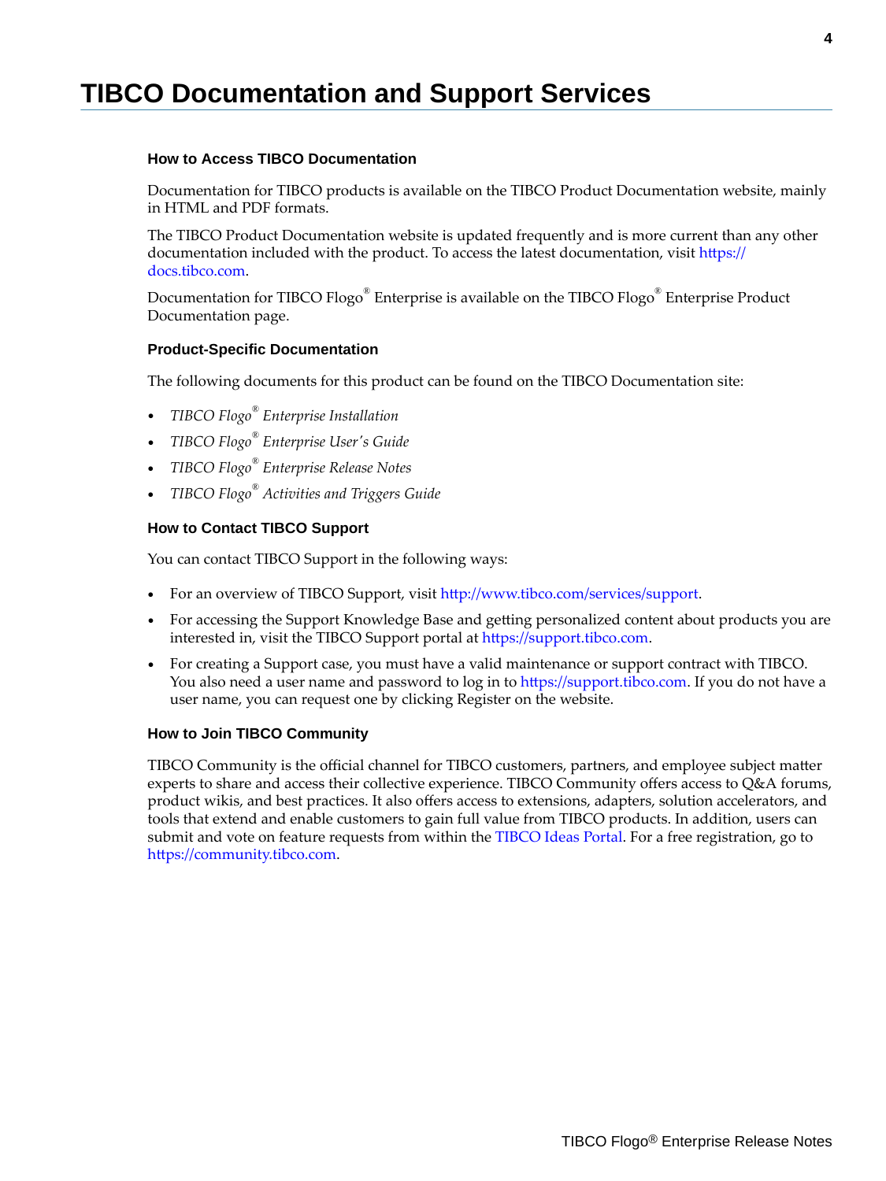# TIBCO Documentation and Support Services

### How to Access TIBCO Documentation

Documentation for TIBCO products is available on the TIBCO Product Documentation website, mainly in HTML and PDF formats.

The TIBCO Product Documentation website is updated frequently and is more current than any other documentation included with the product. To access the latest documentation, visit https://docs.tibco.com.

Documentation for TIBCO Flogo® Enterprise is available on the TIBCO Flogo® Enterprise Product Documentation page.

### Product-Specific Documentation

The following documents for this product can be found on the TIBCO Documentation site:

- *TIBCO Flogo® Enterprise Installation*
- *TIBCO Flogo® Enterprise User's Guide*
- *TIBCO Flogo® Enterprise Release Notes*
- *TIBCO Flogo® Activities and Triggers Guide*

### How to Contact TIBCO Support

You can contact TIBCO Support in the following ways:

- For an overview of TIBCO Support, visit http://www.tibco.com/services/support.
- For accessing the Support Knowledge Base and getting personalized content about products you are interested in, visit the TIBCO Support portal at https://support.tibco.com.
- For creating a Support case, you must have a valid maintenance or support contract with TIBCO. You also need a user name and password to log in to https://support.tibco.com. If you do not have a user name, you can request one by clicking Register on the website.

### How to Join TIBCO Community

TIBCO Community is the official channel for TIBCO customers, partners, and employee subject matter experts to share and access their collective experience. TIBCO Community offers access to Q&A forums, product wikis, and best practices. It also offers access to extensions, adapters, solution accelerators, and tools that extend and enable customers to gain full value from TIBCO products. In addition, users can submit and vote on feature requests from within the TIBCO Ideas Portal. For a free registration, go to https://community.tibco.com.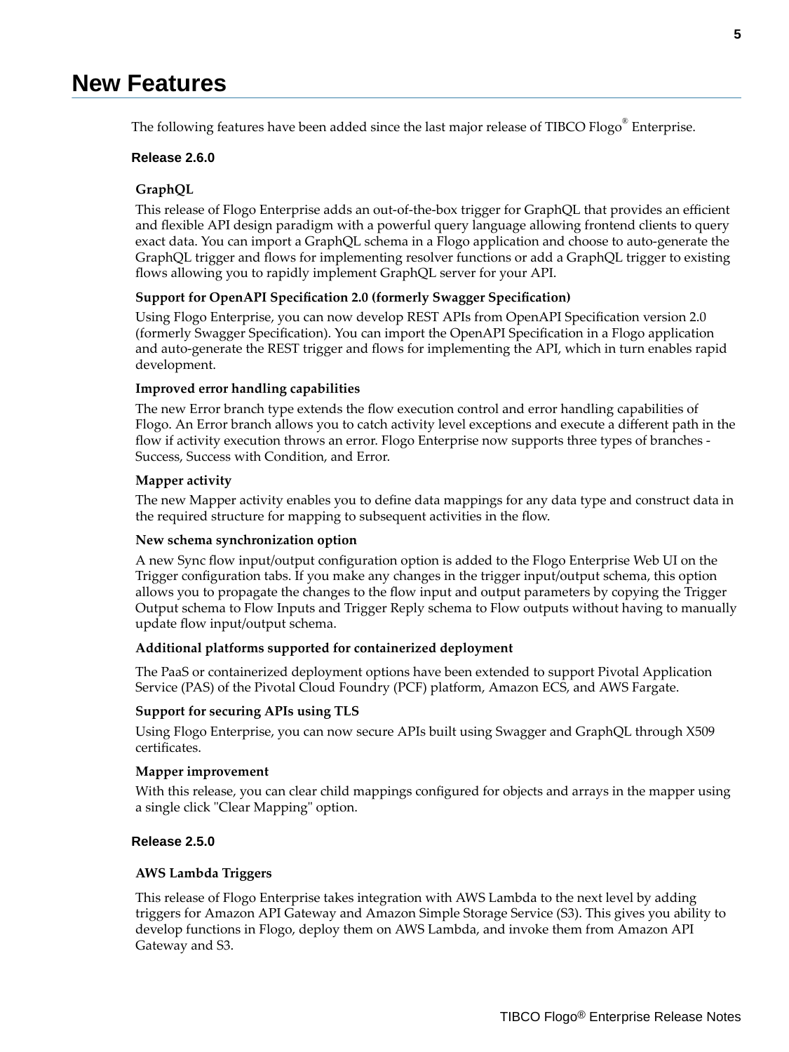# New Features

The following features have been added since the last major release of TIBCO Flogo® Enterprise.

## Release 2.6.0

### GraphQL

This release of Flogo Enterprise adds an out-of-the-box trigger for GraphQL that provides an efficient and flexible API design paradigm with a powerful query language allowing frontend clients to query exact data. You can import a GraphQL schema in a Flogo application and choose to auto-generate the GraphQL trigger and flows for implementing resolver functions or add a GraphQL trigger to existing flows allowing you to rapidly implement GraphQL server for your API.

### Support for OpenAPI Specification 2.0 (formerly Swagger Specification)

Using Flogo Enterprise, you can now develop REST APIs from OpenAPI Specification version 2.0 (formerly Swagger Specification). You can import the OpenAPI Specification in a Flogo application and auto-generate the REST trigger and flows for implementing the API, which in turn enables rapid development.

### Improved error handling capabilities

The new Error branch type extends the flow execution control and error handling capabilities of Flogo. An Error branch allows you to catch activity level exceptions and execute a different path in the flow if activity execution throws an error. Flogo Enterprise now supports three types of branches - Success, Success with Condition, and Error.

### Mapper activity

The new Mapper activity enables you to define data mappings for any data type and construct data in the required structure for mapping to subsequent activities in the flow.

### New schema synchronization option

A new Sync flow input/output configuration option is added to the Flogo Enterprise Web UI on the Trigger configuration tabs. If you make any changes in the trigger input/output schema, this option allows you to propagate the changes to the flow input and output parameters by copying the Trigger Output schema to Flow Inputs and Trigger Reply schema to Flow outputs without having to manually update flow input/output schema.

### Additional platforms supported for containerized deployment

The PaaS or containerized deployment options have been extended to support Pivotal Application Service (PAS) of the Pivotal Cloud Foundry (PCF) platform, Amazon ECS, and AWS Fargate.

### Support for securing APIs using TLS

Using Flogo Enterprise, you can now secure APIs built using Swagger and GraphQL through X509 certificates.

### Mapper improvement

With this release, you can clear child mappings configured for objects and arrays in the mapper using a single click "Clear Mapping" option.

## Release 2.5.0

### AWS Lambda Triggers

This release of Flogo Enterprise takes integration with AWS Lambda to the next level by adding triggers for Amazon API Gateway and Amazon Simple Storage Service (S3). This gives you ability to develop functions in Flogo, deploy them on AWS Lambda, and invoke them from Amazon API Gateway and S3.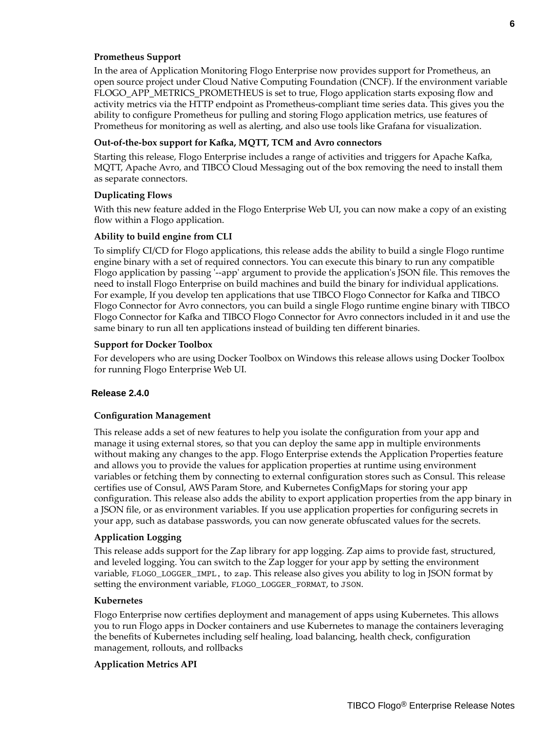### Prometheus Support

In the area of Application Monitoring Flogo Enterprise now provides support for Prometheus, an open source project under Cloud Native Computing Foundation (CNCF). If the environment variable FLOGO_APP_METRICS_PROMETHEUS is set to true, Flogo application starts exposing flow and activity metrics via the HTTP endpoint as Prometheus-compliant time series data. This gives you the ability to configure Prometheus for pulling and storing Flogo application metrics, use features of Prometheus for monitoring as well as alerting, and also use tools like Grafana for visualization.

### Out-of-the-box support for Kafka, MQTT, TCM and Avro connectors

Starting this release, Flogo Enterprise includes a range of activities and triggers for Apache Kafka, MQTT, Apache Avro, and TIBCO Cloud Messaging out of the box removing the need to install them as separate connectors.

### Duplicating Flows

With this new feature added in the Flogo Enterprise Web UI, you can now make a copy of an existing flow within a Flogo application.

### Ability to build engine from CLI

To simplify CI/CD for Flogo applications, this release adds the ability to build a single Flogo runtime engine binary with a set of required connectors. You can execute this binary to run any compatible Flogo application by passing '--app' argument to provide the application's JSON file. This removes the need to install Flogo Enterprise on build machines and build the binary for individual applications. For example, If you develop ten applications that use TIBCO Flogo Connector for Kafka and TIBCO Flogo Connector for Avro connectors, you can build a single Flogo runtime engine binary with TIBCO Flogo Connector for Kafka and TIBCO Flogo Connector for Avro connectors included in it and use the same binary to run all ten applications instead of building ten different binaries.

### Support for Docker Toolbox

For developers who are using Docker Toolbox on Windows this release allows using Docker Toolbox for running Flogo Enterprise Web UI.

## Release 2.4.0

### Configuration Management

This release adds a set of new features to help you isolate the configuration from your app and manage it using external stores, so that you can deploy the same app in multiple environments without making any changes to the app. Flogo Enterprise extends the Application Properties feature and allows you to provide the values for application properties at runtime using environment variables or fetching them by connecting to external configuration stores such as Consul. This release certifies use of Consul, AWS Param Store, and Kubernetes ConfigMaps for storing your app configuration. This release also adds the ability to export application properties from the app binary in a JSON file, or as environment variables. If you use application properties for configuring secrets in your app, such as database passwords, you can now generate obfuscated values for the secrets.

### Application Logging

This release adds support for the Zap library for app logging. Zap aims to provide fast, structured, and leveled logging. You can switch to the Zap logger for your app by setting the environment variable, `FLOGO_LOGGER_IMPL`, to `zap`. This release also gives you ability to log in JSON format by setting the environment variable, `FLOGO_LOGGER_FORMAT`, to `JSON`.

### Kubernetes

Flogo Enterprise now certifies deployment and management of apps using Kubernetes. This allows you to run Flogo apps in Docker containers and use Kubernetes to manage the containers leveraging the benefits of Kubernetes including self healing, load balancing, health check, configuration management, rollouts, and rollbacks

### Application Metrics API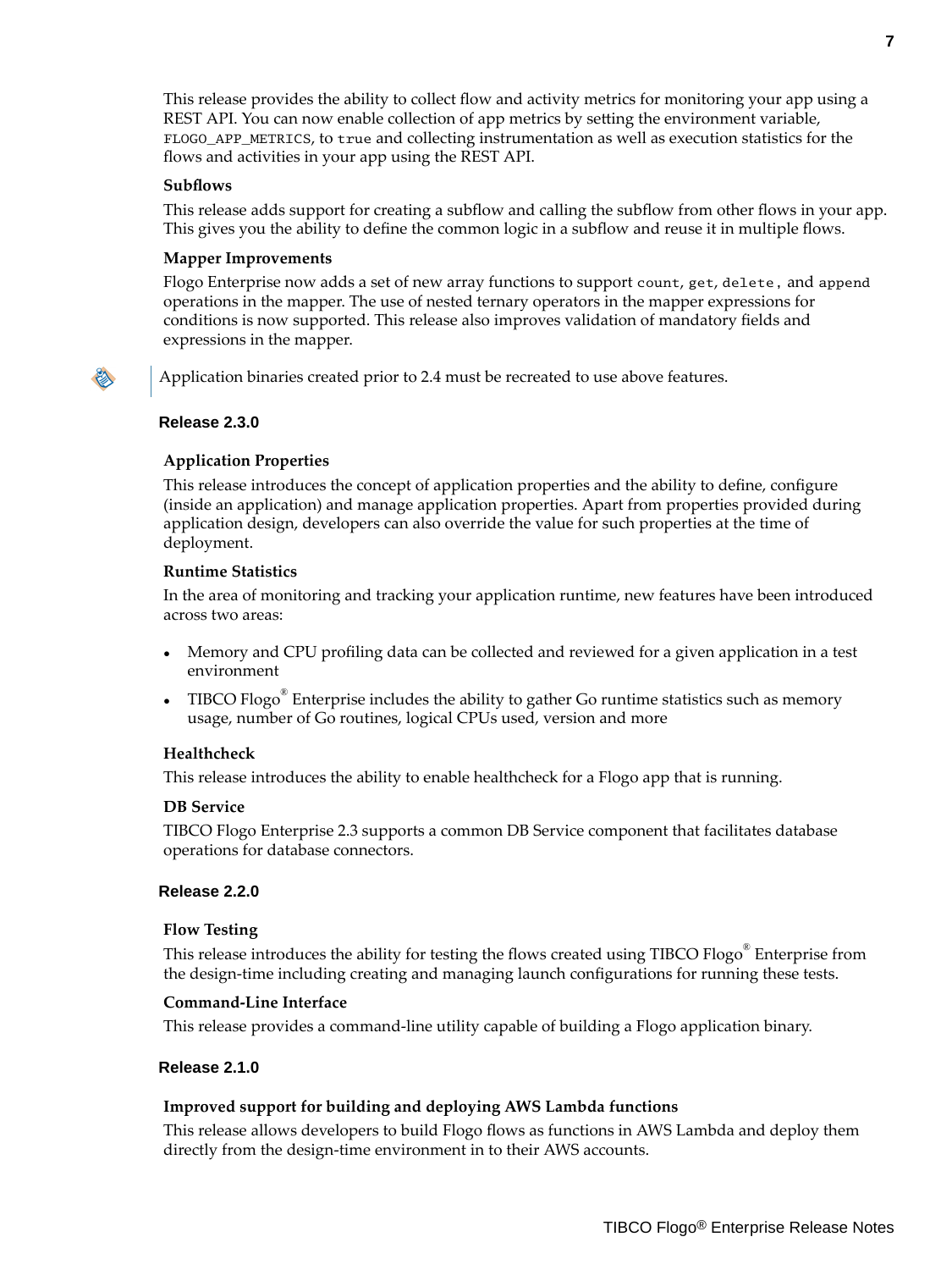This release provides the ability to collect flow and activity metrics for monitoring your app using a REST API. You can now enable collection of app metrics by setting the environment variable, `FLOGO_APP_METRICS`, to `true` and collecting instrumentation as well as execution statistics for the flows and activities in your app using the REST API.

**Subflows**

This release adds support for creating a subflow and calling the subflow from other flows in your app. This gives you the ability to define the common logic in a subflow and reuse it in multiple flows.

**Mapper Improvements**

Flogo Enterprise now adds a set of new array functions to support `count`, `get`, `delete`, and `append` operations in the mapper. The use of nested ternary operators in the mapper expressions for conditions is now supported. This release also improves validation of mandatory fields and expressions in the mapper.

Application binaries created prior to 2.4 must be recreated to use above features.

### Release 2.3.0

**Application Properties**

This release introduces the concept of application properties and the ability to define, configure (inside an application) and manage application properties. Apart from properties provided during application design, developers can also override the value for such properties at the time of deployment.

**Runtime Statistics**

In the area of monitoring and tracking your application runtime, new features have been introduced across two areas:

- Memory and CPU profiling data can be collected and reviewed for a given application in a test environment
- TIBCO Flogo® Enterprise includes the ability to gather Go runtime statistics such as memory usage, number of Go routines, logical CPUs used, version and more

**Healthcheck**

This release introduces the ability to enable healthcheck for a Flogo app that is running.

**DB Service**

TIBCO Flogo Enterprise 2.3 supports a common DB Service component that facilitates database operations for database connectors.

### Release 2.2.0

**Flow Testing**

This release introduces the ability for testing the flows created using TIBCO Flogo® Enterprise from the design-time including creating and managing launch configurations for running these tests.

**Command-Line Interface**

This release provides a command-line utility capable of building a Flogo application binary.

### Release 2.1.0

**Improved support for building and deploying AWS Lambda functions**

This release allows developers to build Flogo flows as functions in AWS Lambda and deploy them directly from the design-time environment in to their AWS accounts.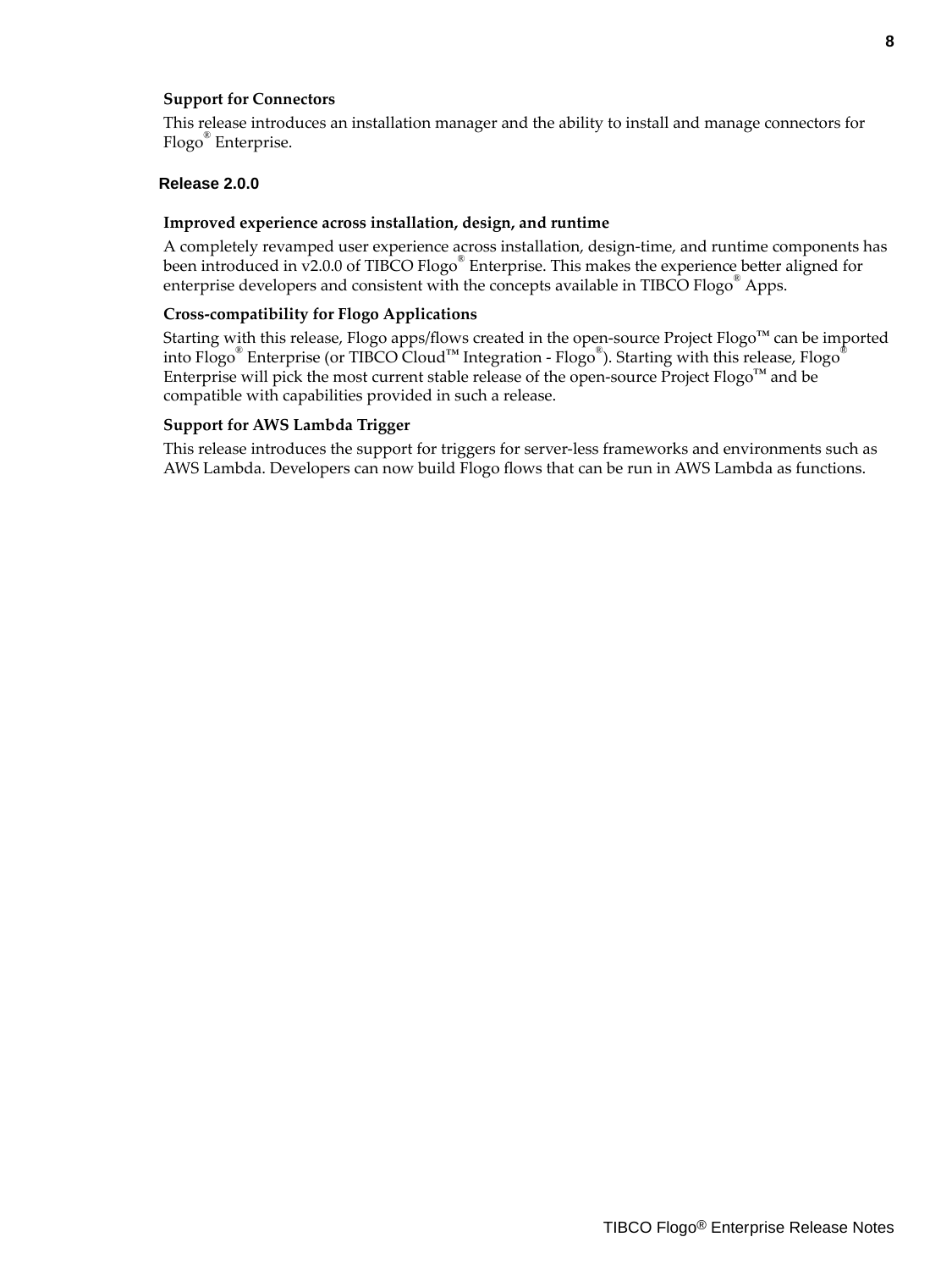### Support for Connectors

This release introduces an installation manager and the ability to install and manage connectors for Flogo® Enterprise.

## Release 2.0.0

### Improved experience across installation, design, and runtime

A completely revamped user experience across installation, design-time, and runtime components has been introduced in v2.0.0 of TIBCO Flogo® Enterprise. This makes the experience better aligned for enterprise developers and consistent with the concepts available in TIBCO Flogo® Apps.

### Cross-compatibility for Flogo Applications

Starting with this release, Flogo apps/flows created in the open-source Project Flogo™ can be imported into Flogo® Enterprise (or TIBCO Cloud™ Integration - Flogo®). Starting with this release, Flogo® Enterprise will pick the most current stable release of the open-source Project Flogo™ and be compatible with capabilities provided in such a release.

### Support for AWS Lambda Trigger

This release introduces the support for triggers for server-less frameworks and environments such as AWS Lambda. Developers can now build Flogo flows that can be run in AWS Lambda as functions.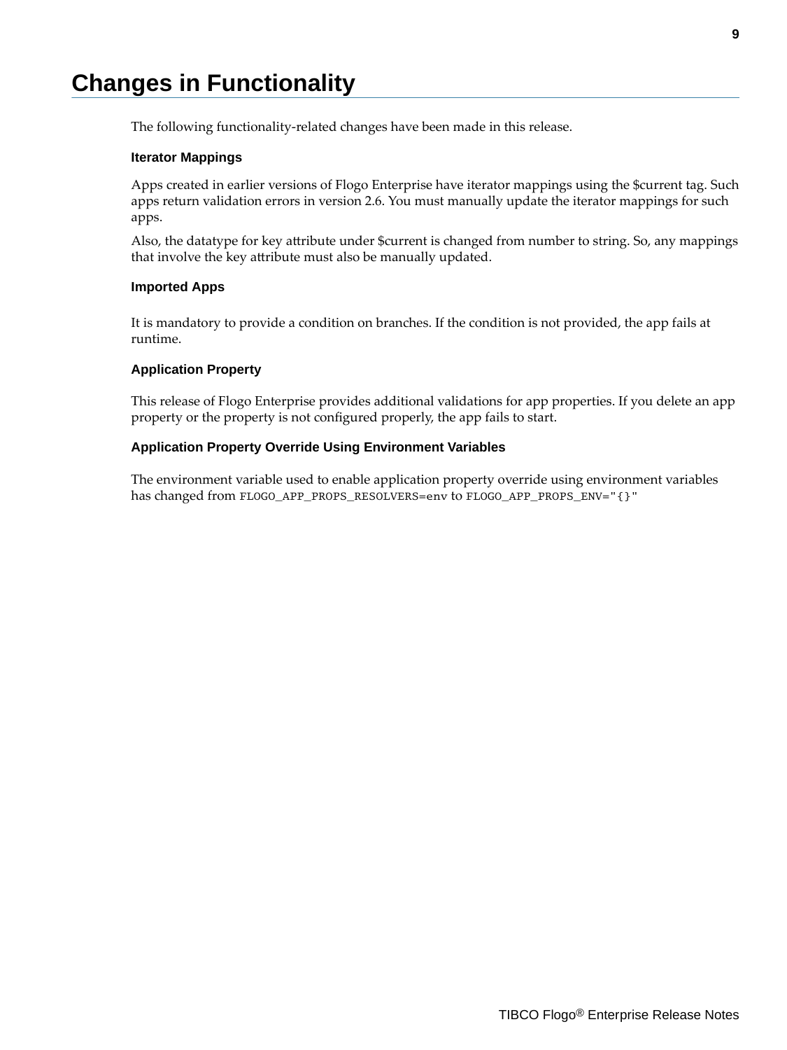# Changes in Functionality

The following functionality-related changes have been made in this release.

### Iterator Mappings

Apps created in earlier versions of Flogo Enterprise have iterator mappings using the $current tag. Such apps return validation errors in version 2.6. You must manually update the iterator mappings for such apps.

Also, the datatype for key attribute under $current is changed from number to string. So, any mappings that involve the key attribute must also be manually updated.

### Imported Apps

It is mandatory to provide a condition on branches. If the condition is not provided, the app fails at runtime.

### Application Property

This release of Flogo Enterprise provides additional validations for app properties. If you delete an app property or the property is not configured properly, the app fails to start.

### Application Property Override Using Environment Variables

The environment variable used to enable application property override using environment variables has changed from `FLOGO_APP_PROPS_RESOLVERS=env` to `FLOGO_APP_PROPS_ENV="{}"`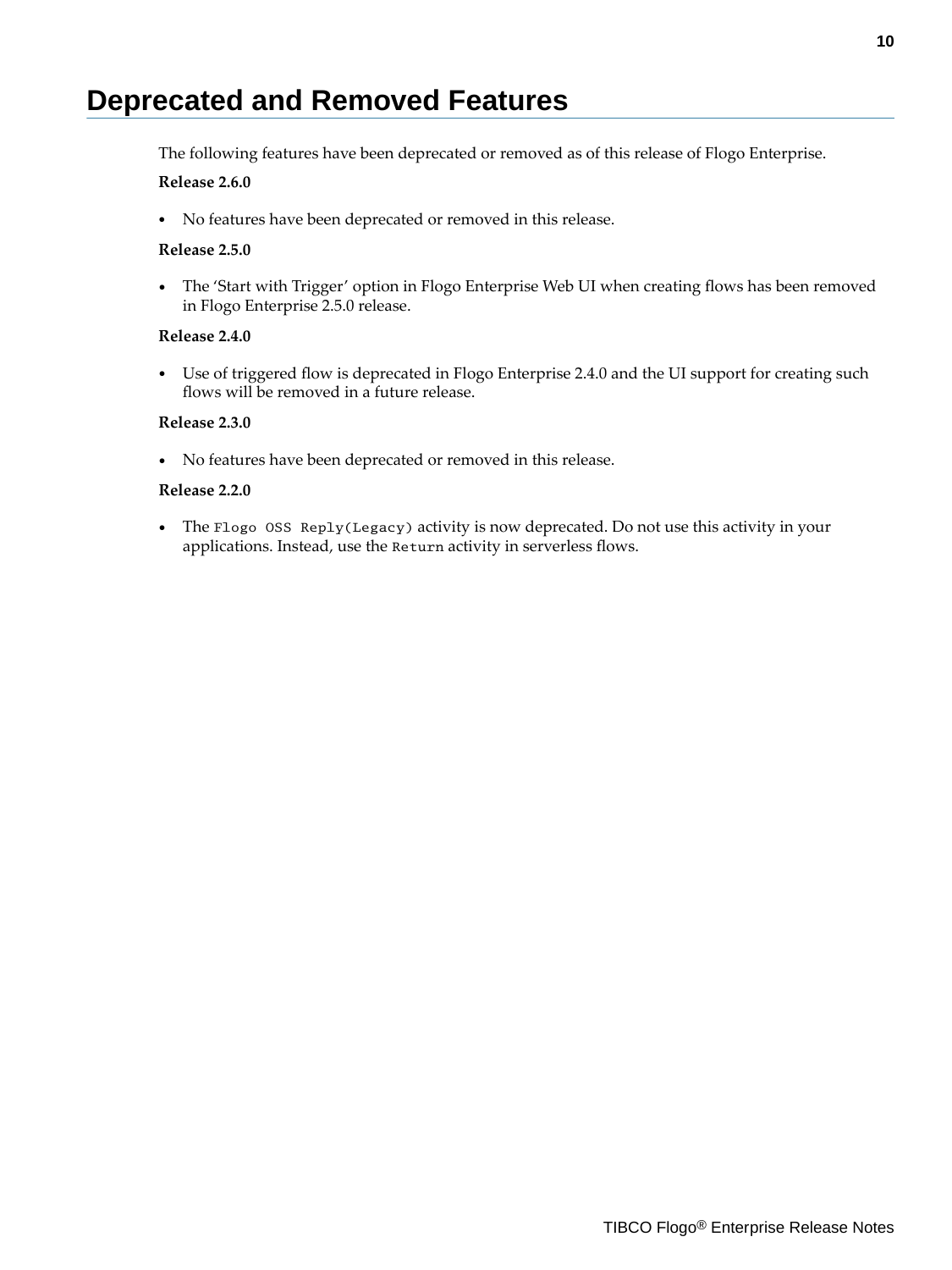# Deprecated and Removed Features

The following features have been deprecated or removed as of this release of Flogo Enterprise.

**Release 2.6.0**

- No features have been deprecated or removed in this release.

**Release 2.5.0**

- The 'Start with Trigger' option in Flogo Enterprise Web UI when creating flows has been removed in Flogo Enterprise 2.5.0 release.

**Release 2.4.0**

- Use of triggered flow is deprecated in Flogo Enterprise 2.4.0 and the UI support for creating such flows will be removed in a future release.

**Release 2.3.0**

- No features have been deprecated or removed in this release.

**Release 2.2.0**

- The `Flogo OSS Reply(Legacy)` activity is now deprecated. Do not use this activity in your applications. Instead, use the `Return` activity in serverless flows.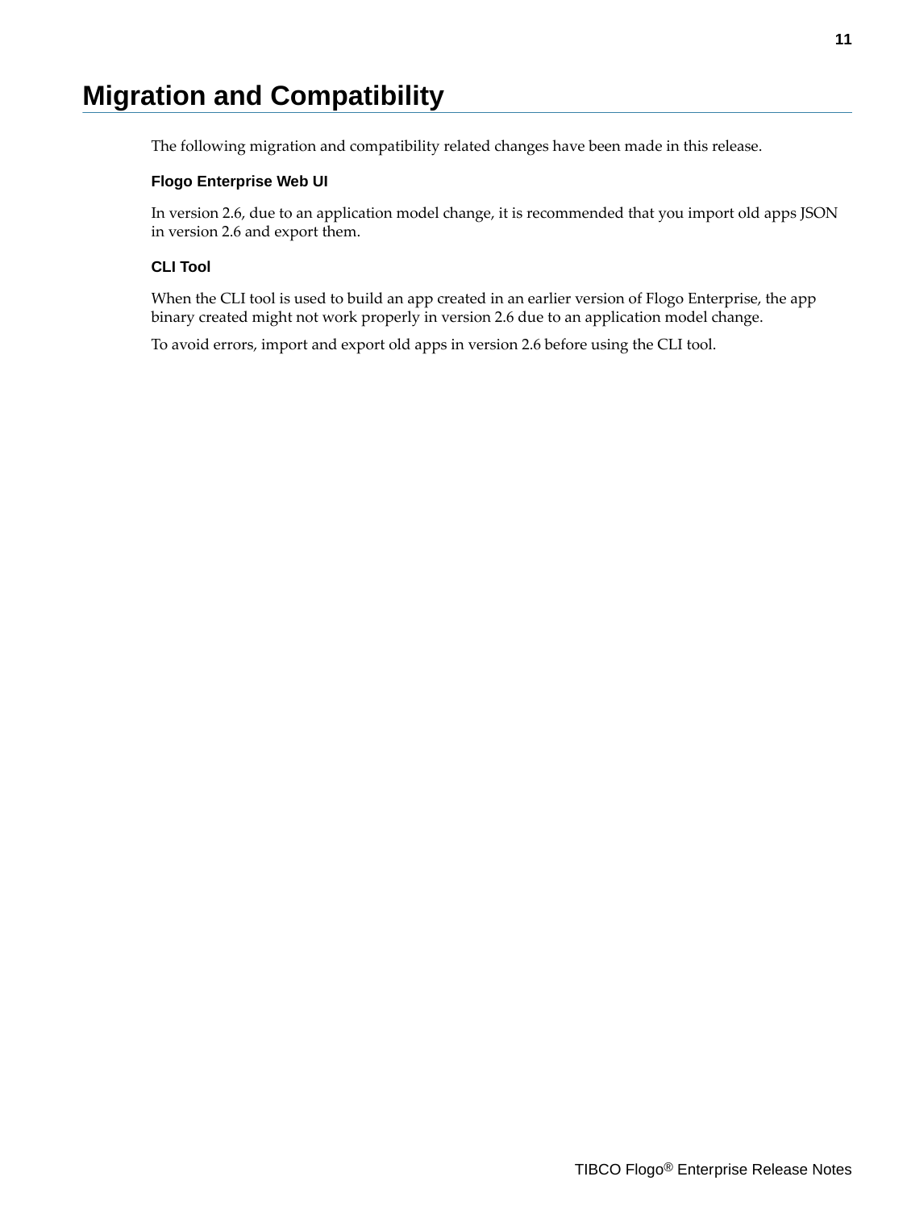# Migration and Compatibility

The following migration and compatibility related changes have been made in this release.

### Flogo Enterprise Web UI

In version 2.6, due to an application model change, it is recommended that you import old apps JSON in version 2.6 and export them.

### CLI Tool

When the CLI tool is used to build an app created in an earlier version of Flogo Enterprise, the app binary created might not work properly in version 2.6 due to an application model change.

To avoid errors, import and export old apps in version 2.6 before using the CLI tool.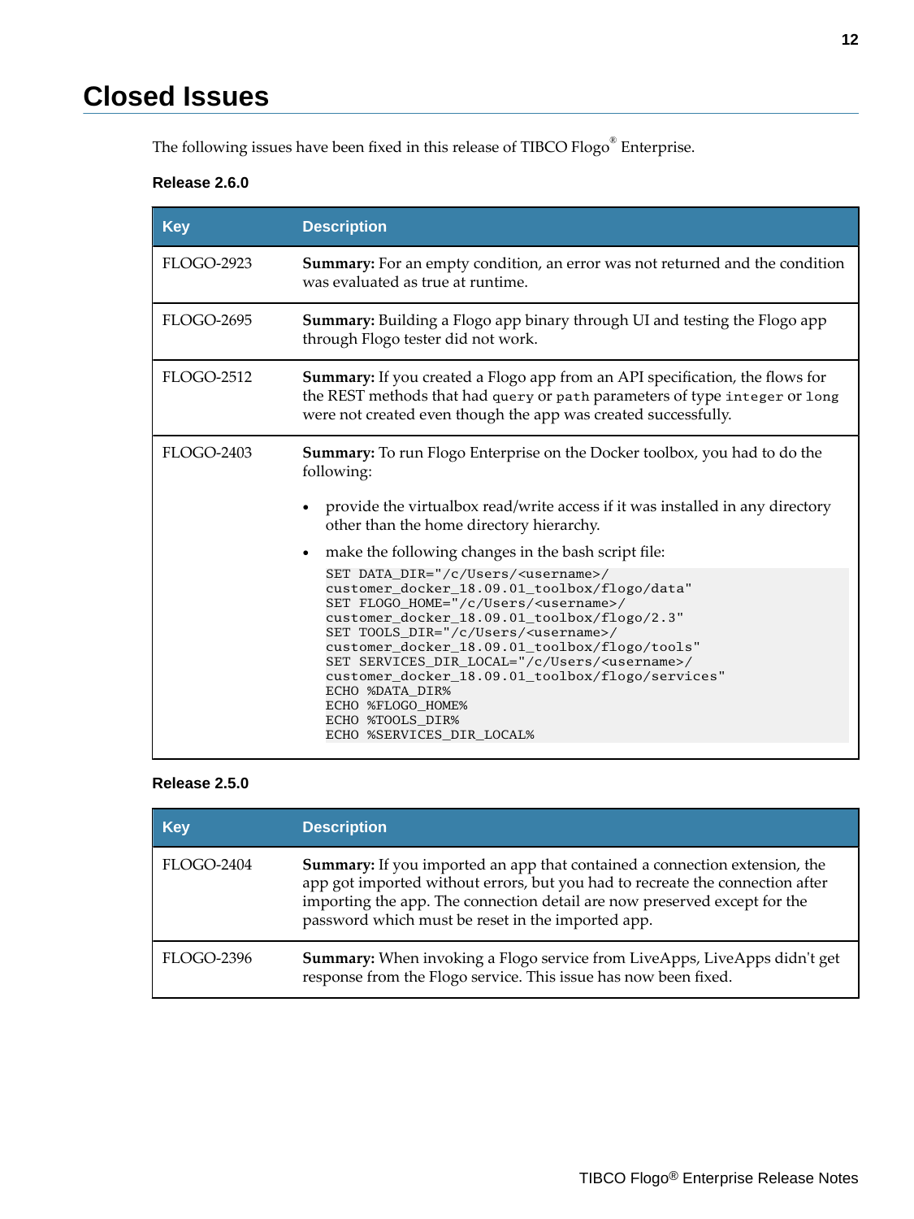# Closed Issues

The following issues have been fixed in this release of TIBCO Flogo® Enterprise.

### Release 2.6.0

| Key | Description |
| --- | --- |
| FLOGO-2923 | **Summary:** For an empty condition, an error was not returned and the condition was evaluated as true at runtime. |
| FLOGO-2695 | **Summary:** Building a Flogo app binary through UI and testing the Flogo app through Flogo tester did not work. |
| FLOGO-2512 | **Summary:** If you created a Flogo app from an API specification, the flows for the REST methods that had `query` or `path` parameters of type `integer` or `long` were not created even though the app was created successfully. |
| FLOGO-2403 | **Summary:** To run Flogo Enterprise on the Docker toolbox, you had to do the following:<br>• provide the virtualbox read/write access if it was installed in any directory other than the home directory hierarchy.<br>• make the following changes in the bash script file:<br>`SET DATA_DIR="/c/Users/<username>/customer_docker_18.09.01_toolbox/flogo/data"`<br>`SET FLOGO_HOME="/c/Users/<username>/customer_docker_18.09.01_toolbox/flogo/2.3"`<br>`SET TOOLS_DIR="/c/Users/<username>/customer_docker_18.09.01_toolbox/flogo/tools"`<br>`SET SERVICES_DIR_LOCAL="/c/Users/<username>/customer_docker_18.09.01_toolbox/flogo/services"`<br>`ECHO %DATA_DIR%`<br>`ECHO %FLOGO_HOME%`<br>`ECHO %TOOLS_DIR%`<br>`ECHO %SERVICES_DIR_LOCAL%` |

### Release 2.5.0

| Key | Description |
| --- | --- |
| FLOGO-2404 | **Summary:** If you imported an app that contained a connection extension, the app got imported without errors, but you had to recreate the connection after importing the app. The connection detail are now preserved except for the password which must be reset in the imported app. |
| FLOGO-2396 | **Summary:** When invoking a Flogo service from LiveApps, LiveApps didn't get response from the Flogo service. This issue has now been fixed. |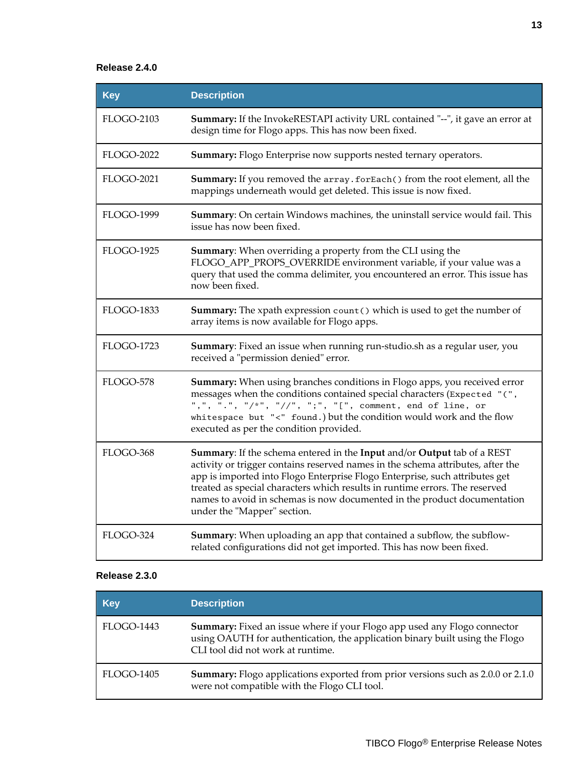### Release 2.4.0

| Key | Description |
| --- | --- |
| FLOGO-2103 | **Summary:** If the InvokeRESTAPI activity URL contained "--", it gave an error at design time for Flogo apps. This has now been fixed. |
| FLOGO-2022 | **Summary:** Flogo Enterprise now supports nested ternary operators. |
| FLOGO-2021 | **Summary:** If you removed the `array.forEach()` from the root element, all the mappings underneath would get deleted. This issue is now fixed. |
| FLOGO-1999 | **Summary**: On certain Windows machines, the uninstall service would fail. This issue has now been fixed. |
| FLOGO-1925 | **Summary**: When overriding a property from the CLI using the FLOGO_APP_PROPS_OVERRIDE environment variable, if your value was a query that used the comma delimiter, you encountered an error. This issue has now been fixed. |
| FLOGO-1833 | **Summary:** The xpath expression `count()` which is used to get the number of array items is now available for Flogo apps. |
| FLOGO-1723 | **Summary**: Fixed an issue when running run-studio.sh as a regular user, you received a "permission denied" error. |
| FLOGO-578 | **Summary:** When using branches conditions in Flogo apps, you received error messages when the conditions contained special characters (`Expected "(", ",", ".", "/*", "//", ";", "[", comment, end of line, or whitespace but "<" found.`) but the condition would work and the flow executed as per the condition provided. |
| FLOGO-368 | **Summary**: If the schema entered in the **Input** and/or **Output** tab of a REST activity or trigger contains reserved names in the schema attributes, after the app is imported into Flogo Enterprise Flogo Enterprise, such attributes get treated as special characters which results in runtime errors. The reserved names to avoid in schemas is now documented in the product documentation under the "Mapper" section. |
| FLOGO-324 | **Summary**: When uploading an app that contained a subflow, the subflow-related configurations did not get imported. This has now been fixed. |

### Release 2.3.0

| Key | Description |
| --- | --- |
| FLOGO-1443 | **Summary:** Fixed an issue where if your Flogo app used any Flogo connector using OAUTH for authentication, the application binary built using the Flogo CLI tool did not work at runtime. |
| FLOGO-1405 | **Summary:** Flogo applications exported from prior versions such as 2.0.0 or 2.1.0 were not compatible with the Flogo CLI tool. |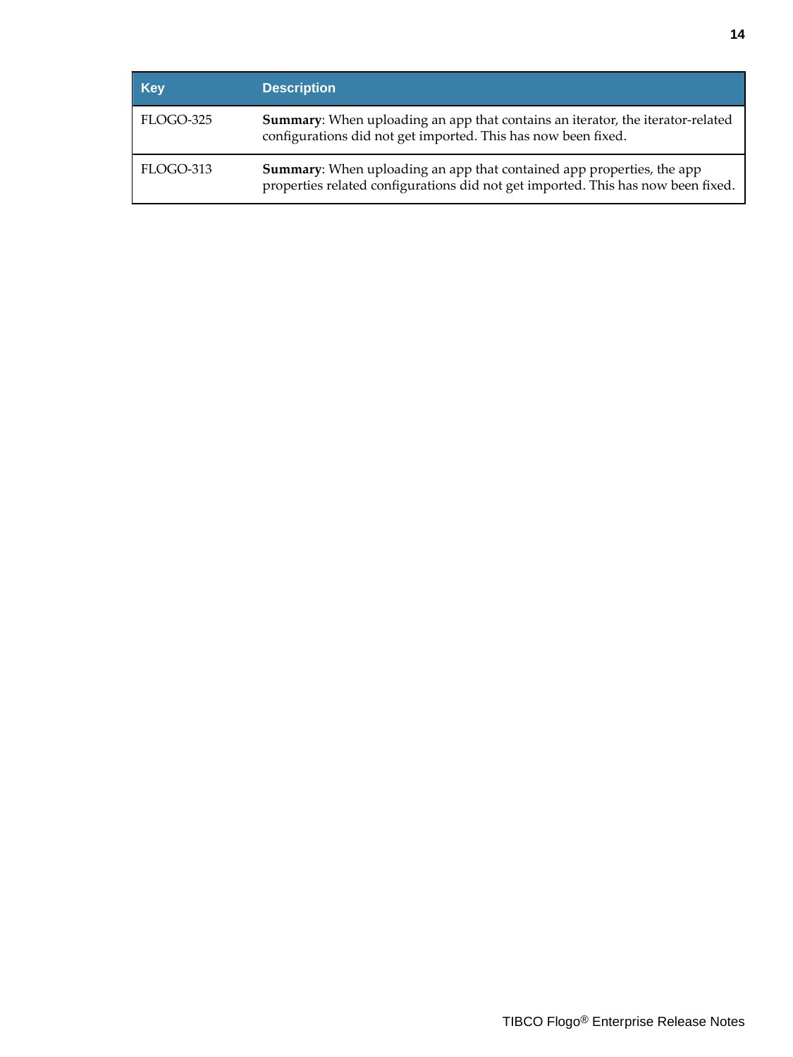| Key | Description |
|---|---|
| FLOGO-325 | **Summary**: When uploading an app that contains an iterator, the iterator-related configurations did not get imported. This has now been fixed. |
| FLOGO-313 | **Summary**: When uploading an app that contained app properties, the app properties related configurations did not get imported. This has now been fixed. |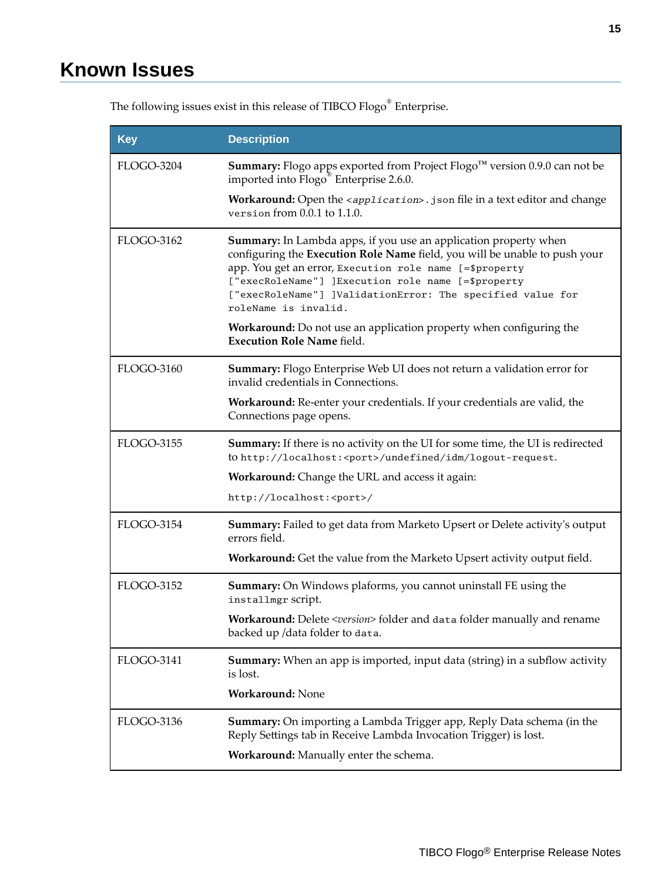# Known Issues

The following issues exist in this release of TIBCO Flogo® Enterprise.

| Key | Description |
| --- | --- |
| FLOGO-3204 | **Summary:** Flogo apps exported from Project Flogo™ version 0.9.0 can not be imported into Flogo® Enterprise 2.6.0.<br><br>**Workaround:** Open the `<application>.json` file in a text editor and change `version` from 0.0.1 to 1.1.0. |
| FLOGO-3162 | **Summary:** In Lambda apps, if you use an application property when configuring the **Execution Role Name** field, you will be unable to push your app. You get an error, `Execution role name [=$property ["execRoleName"] ]Execution role name [=$property ["execRoleName"] ]ValidationError: The specified value for roleName is invalid.`<br><br>**Workaround:** Do not use an application property when configuring the **Execution Role Name** field. |
| FLOGO-3160 | **Summary:** Flogo Enterprise Web UI does not return a validation error for invalid credentials in Connections.<br><br>**Workaround:** Re-enter your credentials. If your credentials are valid, the Connections page opens. |
| FLOGO-3155 | **Summary:** If there is no activity on the UI for some time, the UI is redirected to `http://localhost:<port>/undefined/idm/logout-request`.<br><br>**Workaround:** Change the URL and access it again:<br><br>`http://localhost:<port>/` |
| FLOGO-3154 | **Summary:** Failed to get data from Marketo Upsert or Delete activity's output errors field.<br><br>**Workaround:** Get the value from the Marketo Upsert activity output field. |
| FLOGO-3152 | **Summary:** On Windows plaforms, you cannot uninstall FE using the `installmgr` script.<br><br>**Workaround:** Delete *<version>* folder and `data` folder manually and rename backed up /data folder to `data`. |
| FLOGO-3141 | **Summary:** When an app is imported, input data (string) in a subflow activity is lost.<br><br>**Workaround:** None |
| FLOGO-3136 | **Summary:** On importing a Lambda Trigger app, Reply Data schema (in the Reply Settings tab in Receive Lambda Invocation Trigger) is lost.<br><br>**Workaround:** Manually enter the schema. |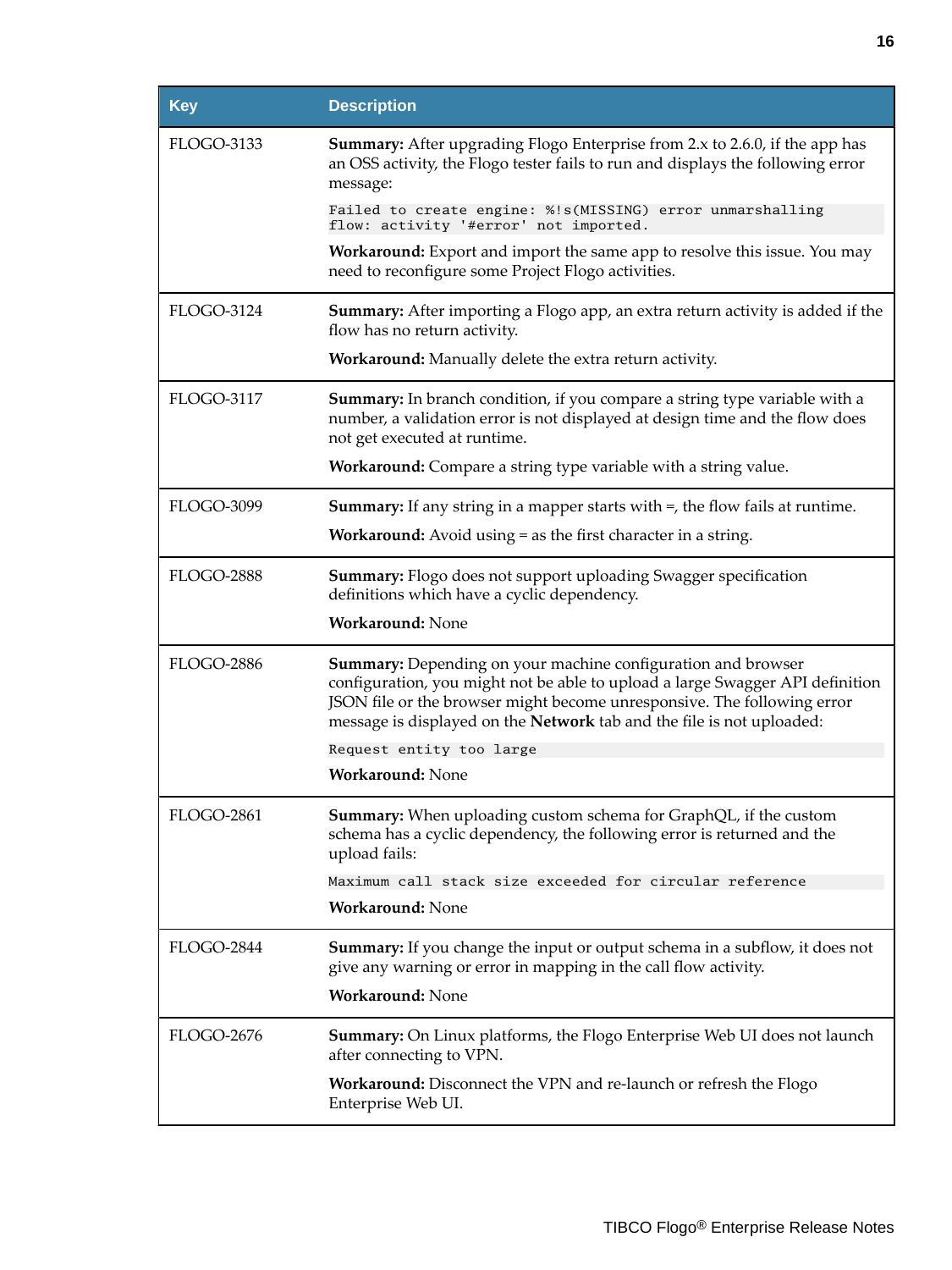| Key | Description |
|---|---|
| FLOGO-3133 | **Summary:** After upgrading Flogo Enterprise from 2.x to 2.6.0, if the app has an OSS activity, the Flogo tester fails to run and displays the following error message:<br>`Failed to create engine: %!s(MISSING) error unmarshalling flow: activity '#error' not imported.`<br>**Workaround:** Export and import the same app to resolve this issue. You may need to reconfigure some Project Flogo activities. |
| FLOGO-3124 | **Summary:** After importing a Flogo app, an extra return activity is added if the flow has no return activity.<br>**Workaround:** Manually delete the extra return activity. |
| FLOGO-3117 | **Summary:** In branch condition, if you compare a string type variable with a number, a validation error is not displayed at design time and the flow does not get executed at runtime.<br>**Workaround:** Compare a string type variable with a string value. |
| FLOGO-3099 | **Summary:** If any string in a mapper starts with =, the flow fails at runtime.<br>**Workaround:** Avoid using = as the first character in a string. |
| FLOGO-2888 | **Summary:** Flogo does not support uploading Swagger specification definitions which have a cyclic dependency.<br>**Workaround:** None |
| FLOGO-2886 | **Summary:** Depending on your machine configuration and browser configuration, you might not be able to upload a large Swagger API definition JSON file or the browser might become unresponsive. The following error message is displayed on the **Network** tab and the file is not uploaded:<br>`Request entity too large`<br>**Workaround:** None |
| FLOGO-2861 | **Summary:** When uploading custom schema for GraphQL, if the custom schema has a cyclic dependency, the following error is returned and the upload fails:<br>`Maximum call stack size exceeded for circular reference`<br>**Workaround:** None |
| FLOGO-2844 | **Summary:** If you change the input or output schema in a subflow, it does not give any warning or error in mapping in the call flow activity.<br>**Workaround:** None |
| FLOGO-2676 | **Summary:** On Linux platforms, the Flogo Enterprise Web UI does not launch after connecting to VPN.<br>**Workaround:** Disconnect the VPN and re-launch or refresh the Flogo Enterprise Web UI. |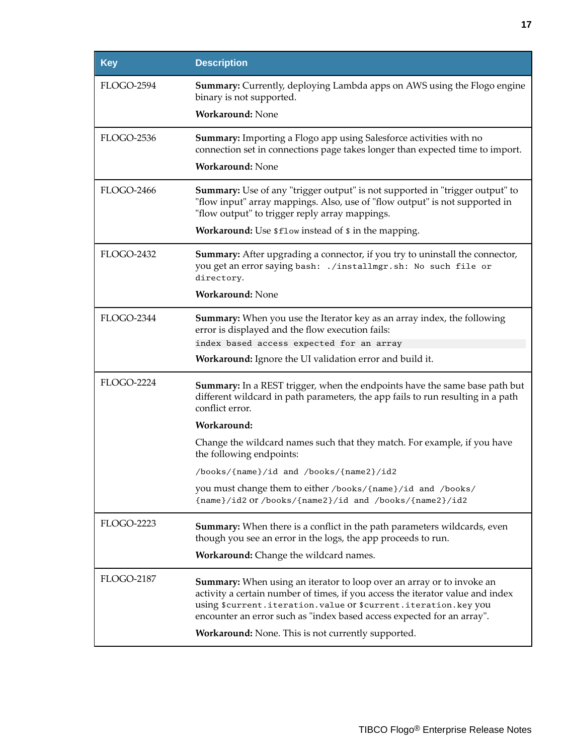| Key | Description |
|---|---|
| FLOGO-2594 | **Summary:** Currently, deploying Lambda apps on AWS using the Flogo engine binary is not supported.<br><br>**Workaround:** None |
| FLOGO-2536 | **Summary:** Importing a Flogo app using Salesforce activities with no connection set in connections page takes longer than expected time to import.<br><br>**Workaround:** None |
| FLOGO-2466 | **Summary:** Use of any "trigger output" is not supported in "trigger output" to "flow input" array mappings. Also, use of "flow output" is not supported in "flow output" to trigger reply array mappings.<br><br>**Workaround:** Use `$flow` instead of `$` in the mapping. |
| FLOGO-2432 | **Summary:** After upgrading a connector, if you try to uninstall the connector, you get an error saying `bash: ./installmgr.sh: No such file or directory`.<br><br>**Workaround:** None |
| FLOGO-2344 | **Summary:** When you use the Iterator key as an array index, the following error is displayed and the flow execution fails:<br>`index based access expected for an array`<br><br>**Workaround:** Ignore the UI validation error and build it. |
| FLOGO-2224 | **Summary:** In a REST trigger, when the endpoints have the same base path but different wildcard in path parameters, the app fails to run resulting in a path conflict error.<br><br>**Workaround:**<br><br>Change the wildcard names such that they match. For example, if you have the following endpoints:<br><br>`/books/{name}/id and /books/{name2}/id2`<br><br>you must change them to either `/books/{name}/id and /books/{name}/id2` or `/books/{name2}/id and /books/{name2}/id2` |
| FLOGO-2223 | **Summary:** When there is a conflict in the path parameters wildcards, even though you see an error in the logs, the app proceeds to run.<br><br>**Workaround:** Change the wildcard names. |
| FLOGO-2187 | **Summary:** When using an iterator to loop over an array or to invoke an activity a certain number of times, if you access the iterator value and index using `$current.iteration.value` or `$current.iteration.key` you encounter an error such as "index based access expected for an array".<br><br>**Workaround:** None. This is not currently supported. |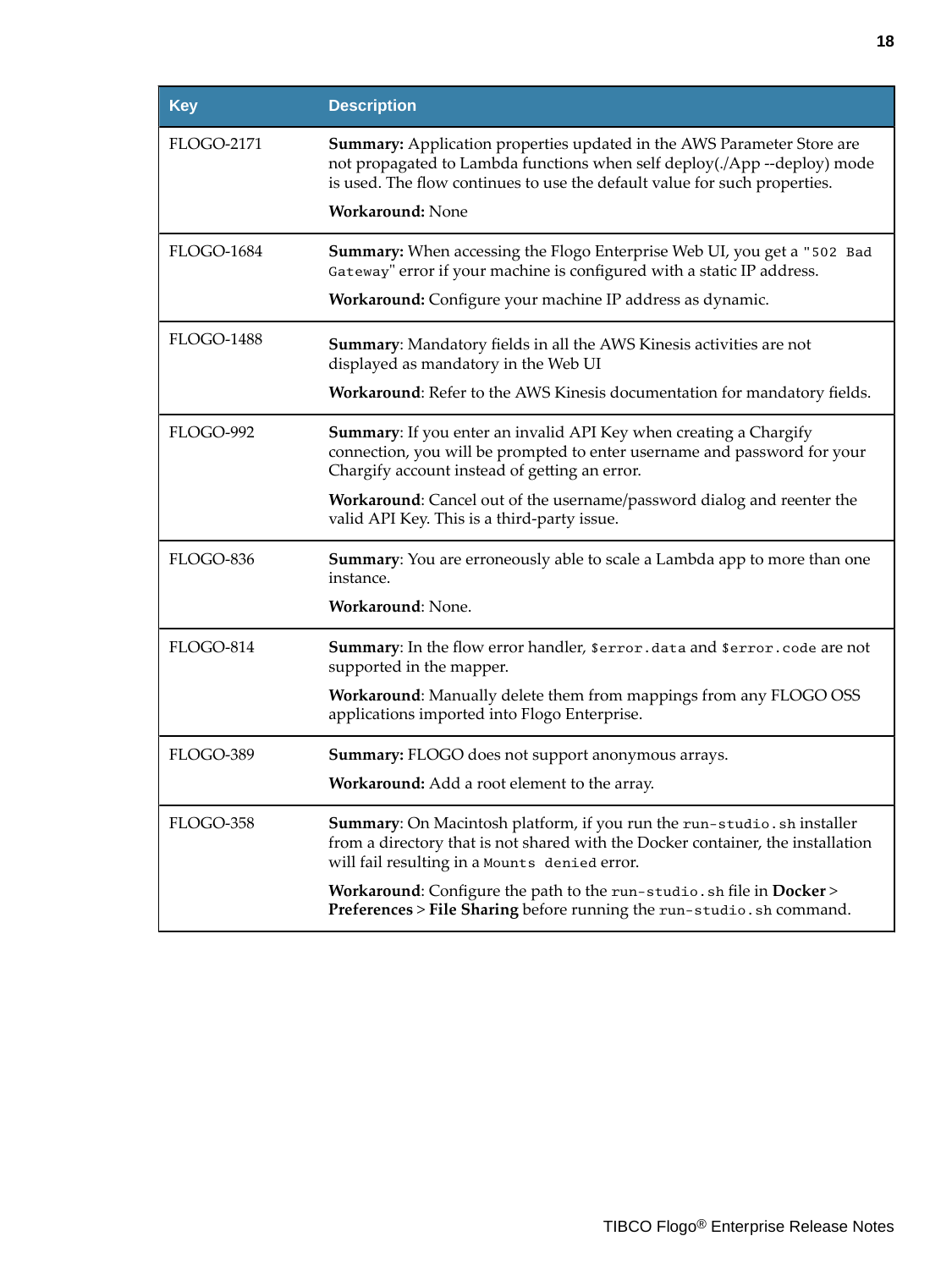| Key | Description |
|---|---|
| FLOGO-2171 | **Summary:** Application properties updated in the AWS Parameter Store are not propagated to Lambda functions when self deploy(./App --deploy) mode is used. The flow continues to use the default value for such properties.<br><br>**Workaround:** None |
| FLOGO-1684 | **Summary:** When accessing the Flogo Enterprise Web UI, you get a `"502 Bad Gateway"` error if your machine is configured with a static IP address.<br><br>**Workaround:** Configure your machine IP address as dynamic. |
| FLOGO-1488 | **Summary**: Mandatory fields in all the AWS Kinesis activities are not displayed as mandatory in the Web UI<br><br>**Workaround**: Refer to the AWS Kinesis documentation for mandatory fields. |
| FLOGO-992 | **Summary**: If you enter an invalid API Key when creating a Chargify connection, you will be prompted to enter username and password for your Chargify account instead of getting an error.<br><br>**Workaround**: Cancel out of the username/password dialog and reenter the valid API Key. This is a third-party issue. |
| FLOGO-836 | **Summary**: You are erroneously able to scale a Lambda app to more than one instance.<br><br>**Workaround**: None. |
| FLOGO-814 | **Summary**: In the flow error handler, `$error.data` and `$error.code` are not supported in the mapper.<br><br>**Workaround**: Manually delete them from mappings from any FLOGO OSS applications imported into Flogo Enterprise. |
| FLOGO-389 | **Summary:** FLOGO does not support anonymous arrays.<br><br>**Workaround:** Add a root element to the array. |
| FLOGO-358 | **Summary**: On Macintosh platform, if you run the `run-studio.sh` installer from a directory that is not shared with the Docker container, the installation will fail resulting in a `Mounts denied` error.<br><br>**Workaround**: Configure the path to the `run-studio.sh` file in **Docker** > **Preferences** > **File Sharing** before running the `run-studio.sh` command. |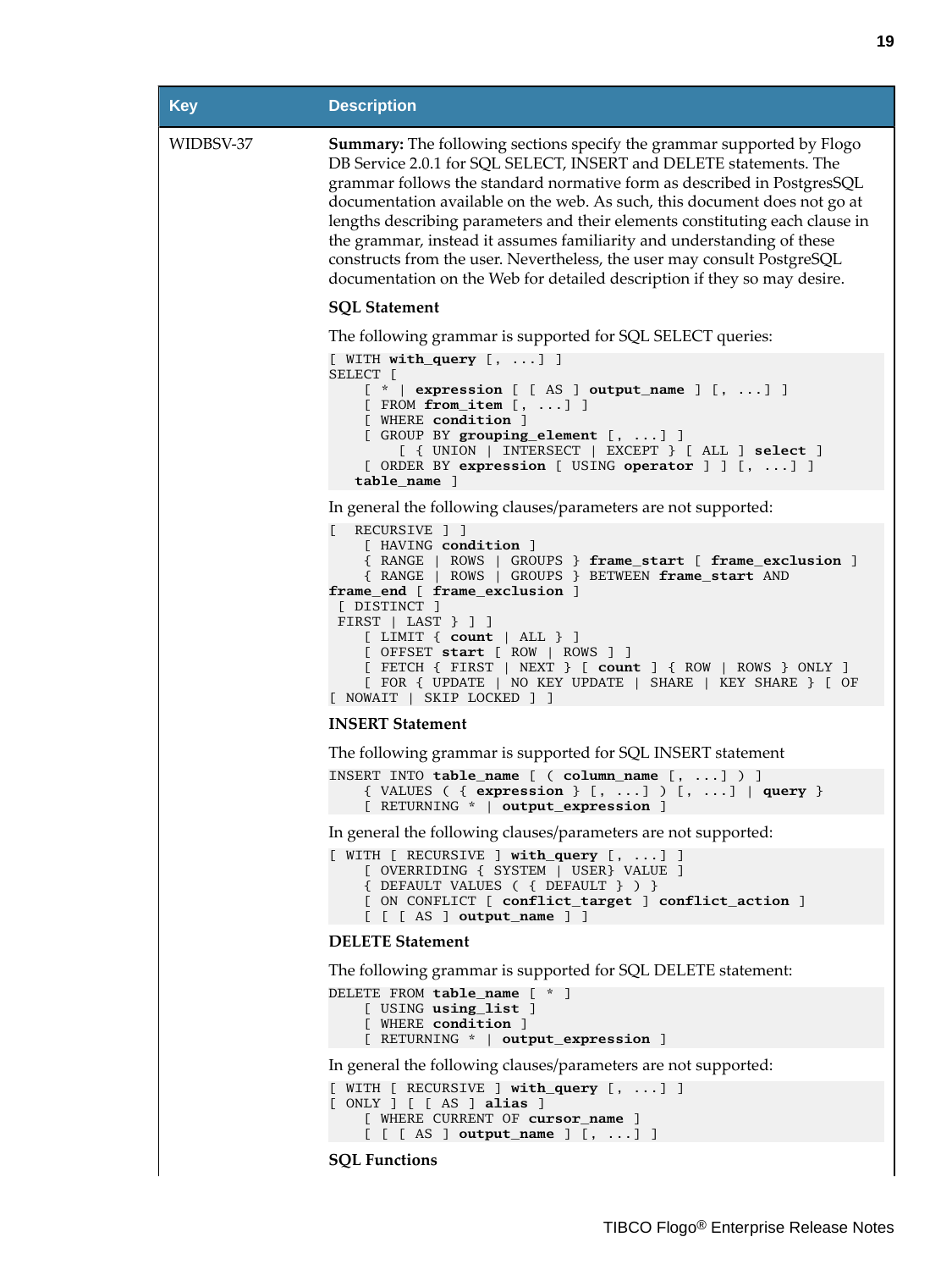| Key | Description |
|---|---|
| WIDBSV-37 | **Summary:** The following sections specify the grammar supported by Flogo DB Service 2.0.1 for SQL SELECT, INSERT and DELETE statements. The grammar follows the standard normative form as described in PostgresSQL documentation available on the web. As such, this document does not go at lengths describing parameters and their elements constituting each clause in the grammar, instead it assumes familiarity and understanding of these constructs from the user. Nevertheless, the user may consult PostgreSQL documentation on the Web for detailed description if they so may desire. |

**SQL Statement**

The following grammar is supported for SQL SELECT queries:

```
[ WITH with_query [, ...] ]
SELECT [
    [ * | expression [ [ AS ] output_name ] [, ...] ]
    [ FROM from_item [, ...] ]
    [ WHERE condition ]
    [ GROUP BY grouping_element [, ...] ]
        [ { UNION | INTERSECT | EXCEPT } [ ALL ] select ]
    [ ORDER BY expression [ USING operator ] ] [, ...] ]
   table_name ]
```

In general the following clauses/parameters are not supported:

```
[  RECURSIVE ] ]
    [ HAVING condition ]
    { RANGE | ROWS | GROUPS } frame_start [ frame_exclusion ]
    { RANGE | ROWS | GROUPS } BETWEEN frame_start AND
frame_end [ frame_exclusion ]
 [ DISTINCT ]
 FIRST | LAST } ] ]
    [ LIMIT { count | ALL } ]
    [ OFFSET start [ ROW | ROWS ] ]
    [ FETCH { FIRST | NEXT } [ count ] { ROW | ROWS } ONLY ]
    [ FOR { UPDATE | NO KEY UPDATE | SHARE | KEY SHARE } [ OF
[ NOWAIT | SKIP LOCKED ] ]
```

**INSERT Statement**

The following grammar is supported for SQL INSERT statement

```
INSERT INTO table_name [ ( column_name [, ...] ) ]
    { VALUES ( { expression } [, ...] ) [, ...] | query }
    [ RETURNING * | output_expression ]
```

In general the following clauses/parameters are not supported:

```
[ WITH [ RECURSIVE ] with_query [, ...] ]
    [ OVERRIDING { SYSTEM | USER} VALUE ]
    { DEFAULT VALUES ( { DEFAULT } ) }
    [ ON CONFLICT [ conflict_target ] conflict_action ]
    [ [ [ AS ] output_name ] ]
```

**DELETE Statement**

The following grammar is supported for SQL DELETE statement:

```
DELETE FROM table_name [ * ]
    [ USING using_list ]
    [ WHERE condition ]
    [ RETURNING * | output_expression ]
```

In general the following clauses/parameters are not supported:

```
[ WITH [ RECURSIVE ] with_query [, ...] ]
[ ONLY ] [ [ AS ] alias ]
    [ WHERE CURRENT OF cursor_name ]
    [ [ [ AS ] output_name ] [, ...] ]
```

**SQL Functions**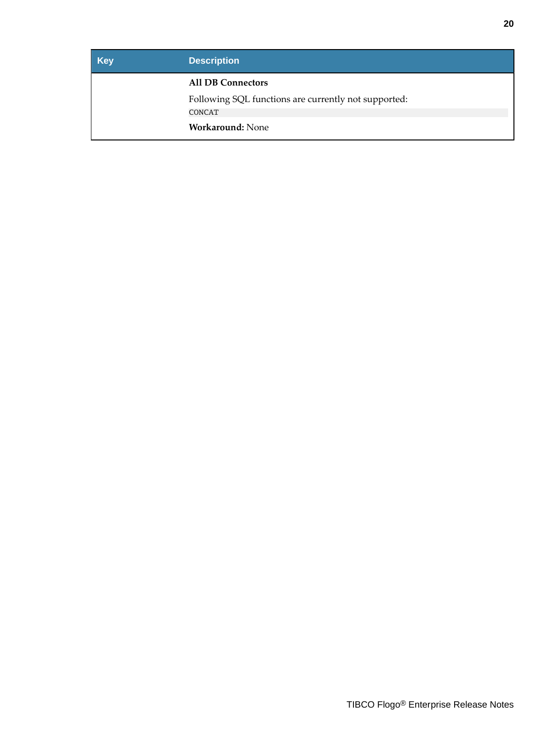| Key | Description |
| --- | --- |
| | **All DB Connectors**<br>Following SQL functions are currently not supported:<br>`CONCAT`<br>**Workaround:** None |